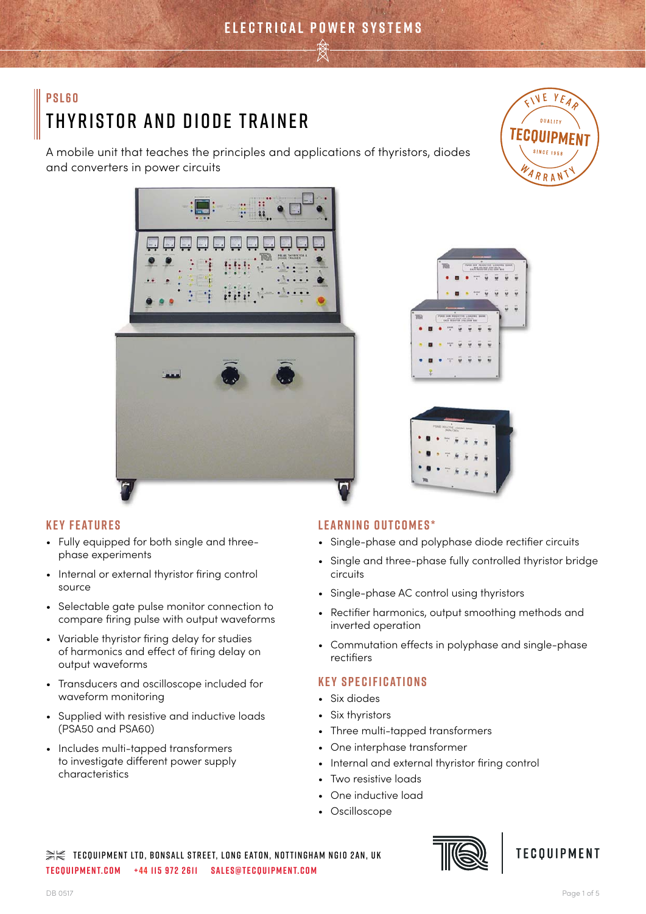ELECTRICAL POWER SYSTEMS

PSL60

# THYRISTOR AND DIODE TRAINER

A mobile unit that teaches the principles and applications of thyristors, diodes and converters in power circuits

FIVE YEAR QUALITY TECQUIPMENT SINCE 1958 WARRANTY

## KEY FEATURES

- Fully equipped for both single and three-phase experiments
- Internal or external thyristor firing control source
- Selectable gate pulse monitor connection to compare firing pulse with output waveforms
- Variable thyristor firing delay for studies of harmonics and effect of firing delay on output waveforms
- Transducers and oscilloscope included for waveform monitoring
- Supplied with resistive and inductive loads (PSA50 and PSA60)
- Includes multi-tapped transformers to investigate different power supply characteristics

## LEARNING OUTCOMES*

- Single-phase and polyphase diode rectifier circuits
- Single and three-phase fully controlled thyristor bridge circuits
- Single-phase AC control using thyristors
- Rectifier harmonics, output smoothing methods and inverted operation
- Commutation effects in polyphase and single-phase rectifiers

## KEY SPECIFICATIONS

- Six diodes
- Six thyristors
- Three multi-tapped transformers
- One interphase transformer
- Internal and external thyristor firing control
- Two resistive loads
- One inductive load
- Oscilloscope

TECQUIPMENT LTD, BONSALL STREET, LONG EATON, NOTTINGHAM NG10 2AN, UK
TECQUIPMENT.COM +44 115 972 2611 SALES@TECQUIPMENT.COM

TECQUIPMENT

DB 0517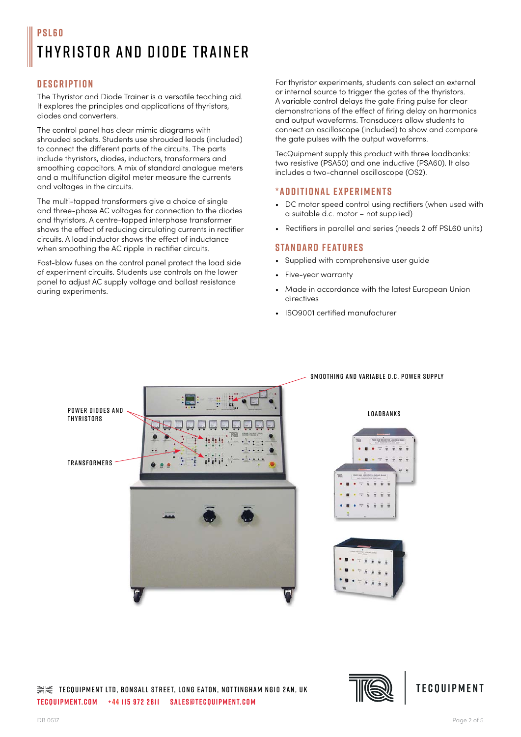# PSL60

# THYRISTOR AND DIODE TRAINER

## DESCRIPTION

The Thyristor and Diode Trainer is a versatile teaching aid. It explores the principles and applications of thyristors, diodes and converters.

The control panel has clear mimic diagrams with shrouded sockets. Students use shrouded leads (included) to connect the different parts of the circuits. The parts include thyristors, diodes, inductors, transformers and smoothing capacitors. A mix of standard analogue meters and a multifunction digital meter measure the currents and voltages in the circuits.

The multi-tapped transformers give a choice of single and three-phase AC voltages for connection to the diodes and thyristors. A centre-tapped interphase transformer shows the effect of reducing circulating currents in rectifier circuits. A load inductor shows the effect of inductance when smoothing the AC ripple in rectifier circuits.

Fast-blow fuses on the control panel protect the load side of experiment circuits. Students use controls on the lower panel to adjust AC supply voltage and ballast resistance during experiments.

For thyristor experiments, students can select an external or internal source to trigger the gates of the thyristors. A variable control delays the gate firing pulse for clear demonstrations of the effect of firing delay on harmonics and output waveforms. Transducers allow students to connect an oscilloscope (included) to show and compare the gate pulses with the output waveforms.

TecQuipment supply this product with three loadbanks: two resistive (PSA50) and one inductive (PSA60). It also includes a two-channel oscilloscope (OS2).

## *ADDITIONAL EXPERIMENTS

- DC motor speed control using rectifiers (when used with a suitable d.c. motor – not supplied)
- Rectifiers in parallel and series (needs 2 off PSL60 units)

## STANDARD FEATURES

- Supplied with comprehensive user guide
- Five-year warranty
- Made in accordance with the latest European Union directives
- ISO9001 certified manufacturer

SMOOTHING AND VARIABLE D.C. POWER SUPPLY

POWER DIODES AND THYRISTORS

TRANSFORMERS

LOADBANKS

TECQUIPMENT LTD, BONSALL STREET, LONG EATON, NOTTINGHAM NG10 2AN, UK
TECQUIPMENT.COM    +44 115 972 2611    SALES@TECQUIPMENT.COM

TECQUIPMENT

DB 0517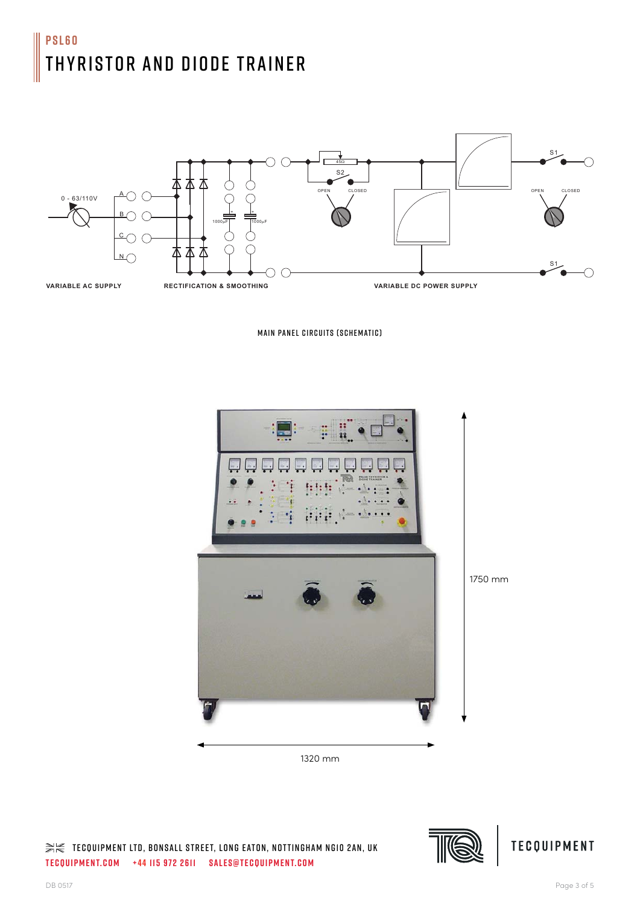# PSL60

# THYRISTOR AND DIODE TRAINER

0 - 63/110V

A

B

C

N

1000µF

1000µF

45Ω

S2

OPEN

CLOSED

S1

OPEN

CLOSED

S1

VARIABLE AC SUPPLY

RECTIFICATION & SMOOTHING

VARIABLE DC POWER SUPPLY

MAIN PANEL CIRCUITS (SCHEMATIC)

1750 mm

1320 mm

TECQUIPMENT LTD, BONSALL STREET, LONG EATON, NOTTINGHAM NG10 2AN, UK

TECQUIPMENT.COM +44 115 972 2611 SALES@TECQUIPMENT.COM

TECQUIPMENT

DB 0517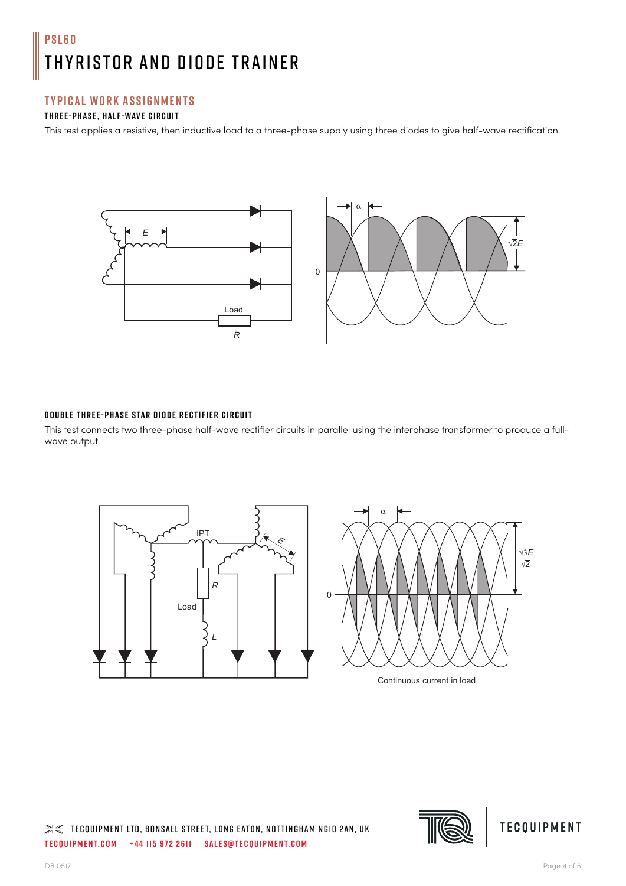# PSL60

# THYRISTOR AND DIODE TRAINER

## TYPICAL WORK ASSIGNMENTS

### THREE-PHASE, HALF-WAVE CIRCUIT

This test applies a resistive, then inductive load to a three-phase supply using three diodes to give half-wave rectification.

### DOUBLE THREE-PHASE STAR DIODE RECTIFIER CIRCUIT

This test connects two three-phase half-wave rectifier circuits in parallel using the interphase transformer to produce a full-wave output.

Continuous current in load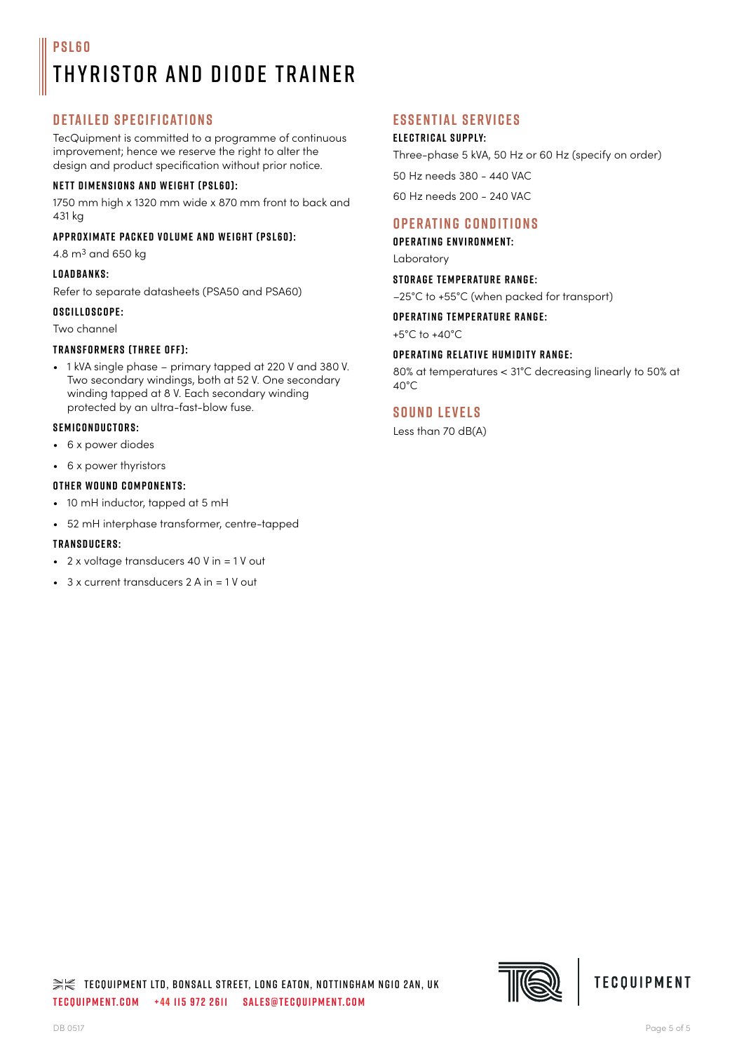# PSL60

# THYRISTOR AND DIODE TRAINER

## DETAILED SPECIFICATIONS

TecQuipment is committed to a programme of continuous improvement; hence we reserve the right to alter the design and product specification without prior notice.

### NETT DIMENSIONS AND WEIGHT (PSL60):

1750 mm high x 1320 mm wide x 870 mm front to back and 431 kg

### APPROXIMATE PACKED VOLUME AND WEIGHT (PSL60):

4.8 $m^3$ and 650 kg

### LOADBANKS:

Refer to separate datasheets (PSA50 and PSA60)

### OSCILLOSCOPE:

Two channel

### TRANSFORMERS (THREE OFF):

- 1 kVA single phase – primary tapped at 220 V and 380 V. Two secondary windings, both at 52 V. One secondary winding tapped at 8 V. Each secondary winding protected by an ultra-fast-blow fuse.

### SEMICONDUCTORS:

- 6 x power diodes
- 6 x power thyristors

### OTHER WOUND COMPONENTS:

- 10 mH inductor, tapped at 5 mH
- 52 mH interphase transformer, centre-tapped

### TRANSDUCERS:

- 2 x voltage transducers 40 V in = 1 V out
- 3 x current transducers 2 A in = 1 V out

## ESSENTIAL SERVICES

### ELECTRICAL SUPPLY:

Three-phase 5 kVA, 50 Hz or 60 Hz (specify on order)

50 Hz needs 380 - 440 VAC

60 Hz needs 200 - 240 VAC

## OPERATING CONDITIONS

### OPERATING ENVIRONMENT:

Laboratory

### STORAGE TEMPERATURE RANGE:

–25°C to +55°C (when packed for transport)

### OPERATING TEMPERATURE RANGE:

+5°C to +40°C

### OPERATING RELATIVE HUMIDITY RANGE:

80% at temperatures < 31°C decreasing linearly to 50% at 40°C

## SOUND LEVELS

Less than 70 dB(A)

TECQUIPMENT LTD, BONSALL STREET, LONG EATON, NOTTINGHAM NG10 2AN, UK

TECQUIPMENT.COM +44 115 972 2611 SALES@TECQUIPMENT.COM

DB 0517